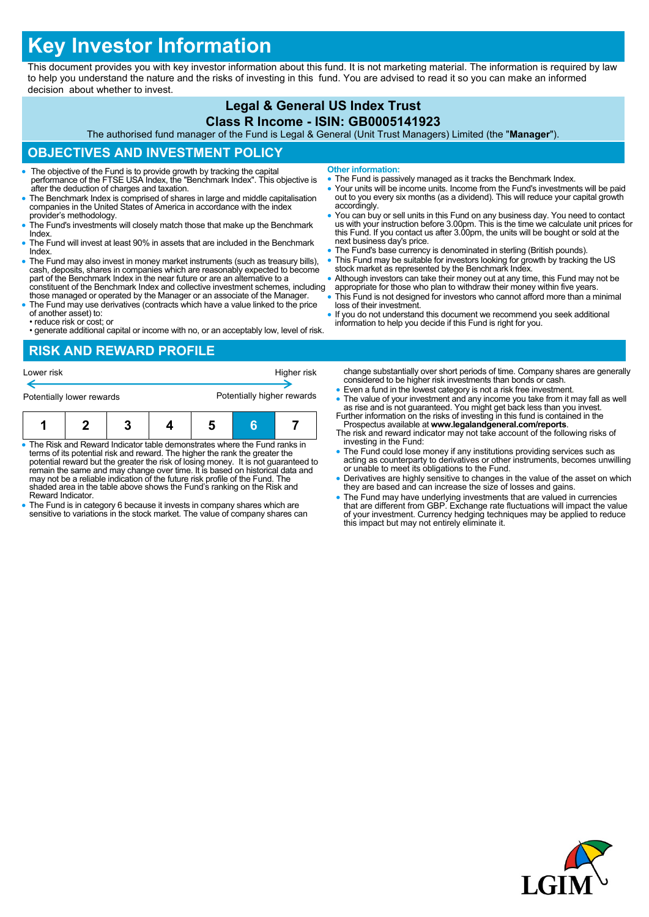# Key Investor Information

This document provides you with key investor information about this fund. It is not marketing material. The information is required by law to help you understand the nature and the risks of investing in this fund. You are advised to read it so you can make an informed decision about whether to invest.

## Legal & General US Index Trust
## Class R Income - ISIN: GB0005141923

The authorised fund manager of the Fund is Legal & General (Unit Trust Managers) Limited (the "**Manager**").

## OBJECTIVES AND INVESTMENT POLICY

- The objective of the Fund is to provide growth by tracking the capital performance of the FTSE USA Index, the "Benchmark Index". This objective is after the deduction of charges and taxation.
- The Benchmark Index is comprised of shares in large and middle capitalisation companies in the United States of America in accordance with the index provider's methodology.
- The Fund's investments will closely match those that make up the Benchmark Index.
- The Fund will invest at least 90% in assets that are included in the Benchmark Index.
- The Fund may also invest in money market instruments (such as treasury bills), cash, deposits, shares in companies which are reasonably expected to become part of the Benchmark Index in the near future or are an alternative to a constituent of the Benchmark Index and collective investment schemes, including those managed or operated by the Manager or an associate of the Manager.
- The Fund may use derivatives (contracts which have a value linked to the price of another asset) to:
  • reduce risk or cost; or
  • generate additional capital or income with no, or an acceptably low, level of risk.

**Other information:**

- The Fund is passively managed as it tracks the Benchmark Index.
- Your units will be income units. Income from the Fund's investments will be paid out to you every six months (as a dividend). This will reduce your capital growth accordingly.
- You can buy or sell units in this Fund on any business day. You need to contact us with your instruction before 3.00pm. This is the time we calculate unit prices for this Fund. If you contact us after 3.00pm, the units will be bought or sold at the next business day's price.
- The Fund's base currency is denominated in sterling (British pounds).
- This Fund may be suitable for investors looking for growth by tracking the US stock market as represented by the Benchmark Index.
- Although investors can take their money out at any time, this Fund may not be appropriate for those who plan to withdraw their money within five years.
- This Fund is not designed for investors who cannot afford more than a minimal loss of their investment.
- If you do not understand this document we recommend you seek additional information to help you decide if this Fund is right for you.

## RISK AND REWARD PROFILE

Lower risk ← → Higher risk

Potentially lower rewards — Potentially higher rewards

| 1 | 2 | 3 | 4 | 5 | **6** | 7 |
|---|---|---|---|---|---|---|

- The Risk and Reward Indicator table demonstrates where the Fund ranks in terms of its potential risk and reward. The higher the rank the greater the potential reward but the greater the risk of losing money. It is not guaranteed to remain the same and may change over time. It is based on historical data and may not be a reliable indication of the future risk profile of the Fund. The shaded area in the table above shows the Fund's ranking on the Risk and Reward Indicator.
- The Fund is in category 6 because it invests in company shares which are sensitive to variations in the stock market. The value of company shares can change substantially over short periods of time. Company shares are generally considered to be higher risk investments than bonds or cash.
- Even a fund in the lowest category is not a risk free investment.
- The value of your investment and any income you take from it may fall as well as rise and is not guaranteed. You might get back less than you invest.

Further information on the risks of investing in this fund is contained in the Prospectus available at **www.legalandgeneral.com/reports**.

The risk and reward indicator may not take account of the following risks of investing in the Fund:

- The Fund could lose money if any institutions providing services such as acting as counterparty to derivatives or other instruments, becomes unwilling or unable to meet its obligations to the Fund.
- Derivatives are highly sensitive to changes in the value of the asset on which they are based and can increase the size of losses and gains.
- The Fund may have underlying investments that are valued in currencies that are different from GBP. Exchange rate fluctuations will impact the value of your investment. Currency hedging techniques may be applied to reduce this impact but may not entirely eliminate it.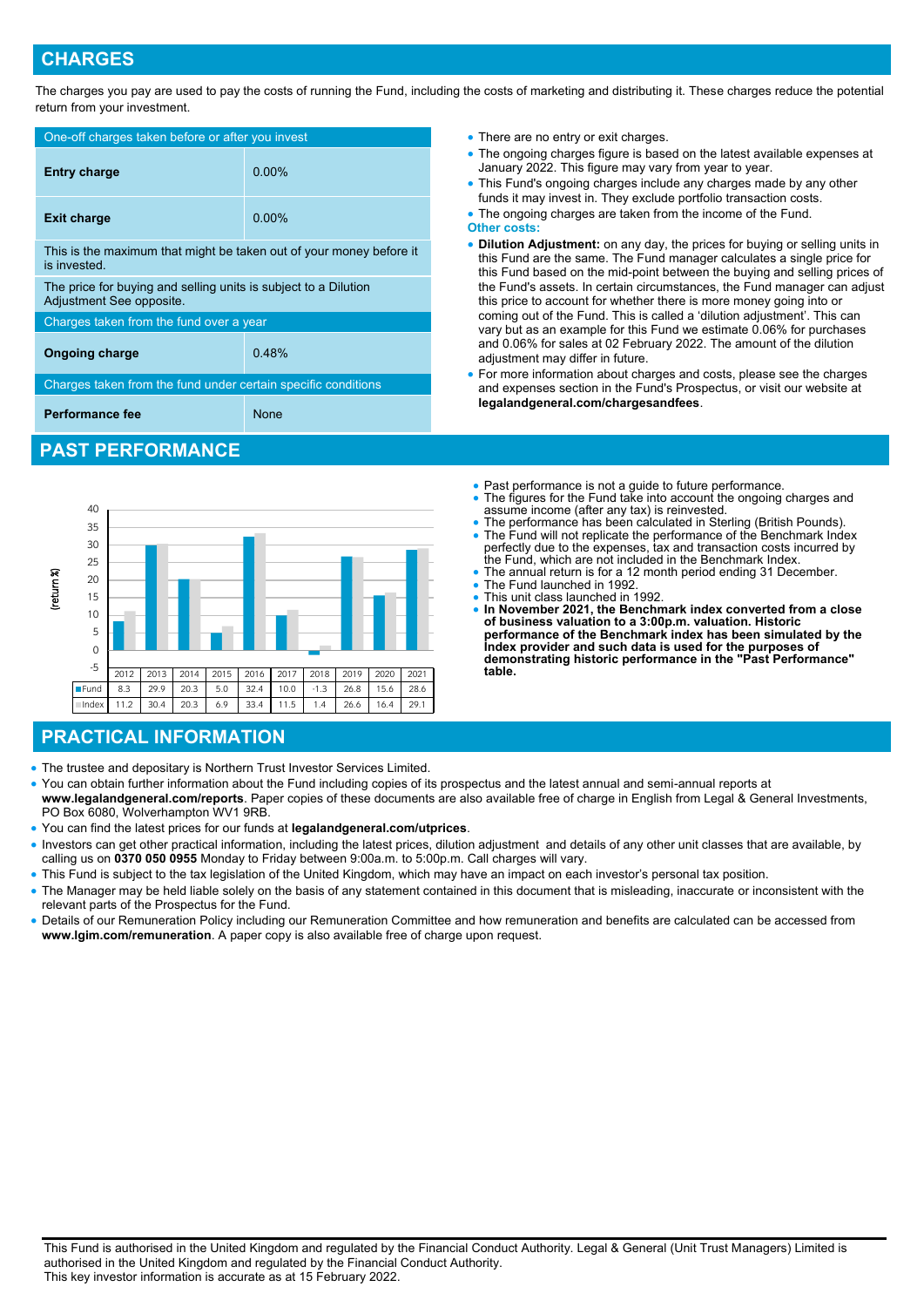## CHARGES

The charges you pay are used to pay the costs of running the Fund, including the costs of marketing and distributing it. These charges reduce the potential return from your investment.

| One-off charges taken before or after you invest | |
|---|---|
| **Entry charge** | 0.00% |
| **Exit charge** | 0.00% |
| This is the maximum that might be taken out of your money before it is invested. | |
| The price for buying and selling units is subject to a Dilution Adjustment See opposite. | |
| Charges taken from the fund over a year | |
| **Ongoing charge** | 0.48% |
| Charges taken from the fund under certain specific conditions | |
| **Performance fee** | None |

- There are no entry or exit charges.
- The ongoing charges figure is based on the latest available expenses at January 2022. This figure may vary from year to year.
- This Fund's ongoing charges include any charges made by any other funds it may invest in. They exclude portfolio transaction costs.
- The ongoing charges are taken from the income of the Fund.

**Other costs:**

- **Dilution Adjustment:** on any day, the prices for buying or selling units in this Fund are the same. The Fund manager calculates a single price for this Fund based on the mid-point between the buying and selling prices of the Fund's assets. In certain circumstances, the Fund manager can adjust this price to account for whether there is more money going into or coming out of the Fund. This is called a 'dilution adjustment'. This can vary but as an example for this Fund we estimate 0.06% for purchases and 0.06% for sales at 02 February 2022. The amount of the dilution adjustment may differ in future.
- For more information about charges and costs, please see the charges and expenses section in the Fund's Prospectus, or visit our website at **legalandgeneral.com/chargesandfees**.

## PAST PERFORMANCE

(return %)

40
35
30
25
20
15
10
5
0
-5

2012 2013 2014 2015 2016 2017 2018 2019 2020 2021

Fund 8.3 29.9 20.3 5.0 32.4 10.0 -1.3 26.8 15.6 28.6

Index 11.2 30.4 20.3 6.9 33.4 11.5 1.4 26.6 16.4 29.1

- Past performance is not a guide to future performance.
- The figures for the Fund take into account the ongoing charges and assume income (after any tax) is reinvested.
- The performance has been calculated in Sterling (British Pounds).
- The Fund will not replicate the performance of the Benchmark Index perfectly due to the expenses, tax and transaction costs incurred by the Fund, which are not included in the Benchmark Index.
- The annual return is for a 12 month period ending 31 December.
- The Fund launched in 1992.
- This unit class launched in 1992.
- **In November 2021, the Benchmark index converted from a close of business valuation to a 3:00p.m. valuation. Historic performance of the Benchmark index has been simulated by the Index provider and such data is used for the purposes of demonstrating historic performance in the "Past Performance" table.**

## PRACTICAL INFORMATION

- The trustee and depositary is Northern Trust Investor Services Limited.
- You can obtain further information about the Fund including copies of its prospectus and the latest annual and semi-annual reports at **www.legalandgeneral.com/reports**. Paper copies of these documents are also available free of charge in English from Legal & General Investments, PO Box 6080, Wolverhampton WV1 9RB.
- You can find the latest prices for our funds at **legalandgeneral.com/utprices**.
- Investors can get other practical information, including the latest prices, dilution adjustment and details of any other unit classes that are available, by calling us on **0370 050 0955** Monday to Friday between 9:00a.m. to 5:00p.m. Call charges will vary.
- This Fund is subject to the tax legislation of the United Kingdom, which may have an impact on each investor's personal tax position.
- The Manager may be held liable solely on the basis of any statement contained in this document that is misleading, inaccurate or inconsistent with the relevant parts of the Prospectus for the Fund.
- Details of our Remuneration Policy including our Remuneration Committee and how remuneration and benefits are calculated can be accessed from **www.lgim.com/remuneration**. A paper copy is also available free of charge upon request.

This Fund is authorised in the United Kingdom and regulated by the Financial Conduct Authority. Legal & General (Unit Trust Managers) Limited is authorised in the United Kingdom and regulated by the Financial Conduct Authority.
This key investor information is accurate as at 15 February 2022.